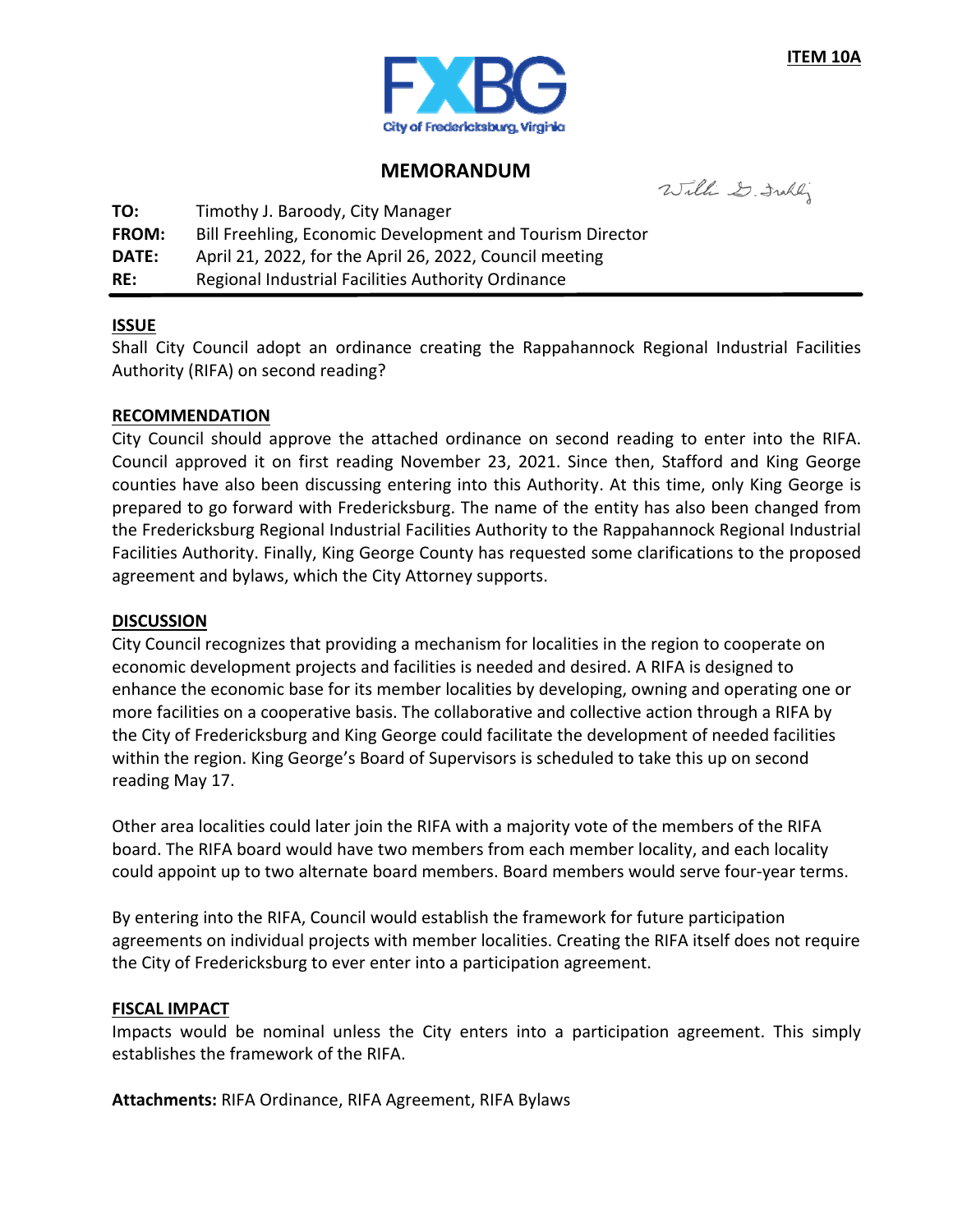**ITEM 10A**

FXBG
City of Fredericksburg, Virginia

# MEMORANDUM

William G. Freehling

**TO:** Timothy J. Baroody, City Manager
**FROM:** Bill Freehling, Economic Development and Tourism Director
**DATE:** April 21, 2022, for the April 26, 2022, Council meeting
**RE:** Regional Industrial Facilities Authority Ordinance

## ISSUE

Shall City Council adopt an ordinance creating the Rappahannock Regional Industrial Facilities Authority (RIFA) on second reading?

## RECOMMENDATION

City Council should approve the attached ordinance on second reading to enter into the RIFA. Council approved it on first reading November 23, 2021. Since then, Stafford and King George counties have also been discussing entering into this Authority. At this time, only King George is prepared to go forward with Fredericksburg. The name of the entity has also been changed from the Fredericksburg Regional Industrial Facilities Authority to the Rappahannock Regional Industrial Facilities Authority. Finally, King George County has requested some clarifications to the proposed agreement and bylaws, which the City Attorney supports.

## DISCUSSION

City Council recognizes that providing a mechanism for localities in the region to cooperate on economic development projects and facilities is needed and desired. A RIFA is designed to enhance the economic base for its member localities by developing, owning and operating one or more facilities on a cooperative basis. The collaborative and collective action through a RIFA by the City of Fredericksburg and King George could facilitate the development of needed facilities within the region. King George's Board of Supervisors is scheduled to take this up on second reading May 17.

Other area localities could later join the RIFA with a majority vote of the members of the RIFA board. The RIFA board would have two members from each member locality, and each locality could appoint up to two alternate board members. Board members would serve four-year terms.

By entering into the RIFA, Council would establish the framework for future participation agreements on individual projects with member localities. Creating the RIFA itself does not require the City of Fredericksburg to ever enter into a participation agreement.

## FISCAL IMPACT

Impacts would be nominal unless the City enters into a participation agreement. This simply establishes the framework of the RIFA.

**Attachments:** RIFA Ordinance, RIFA Agreement, RIFA Bylaws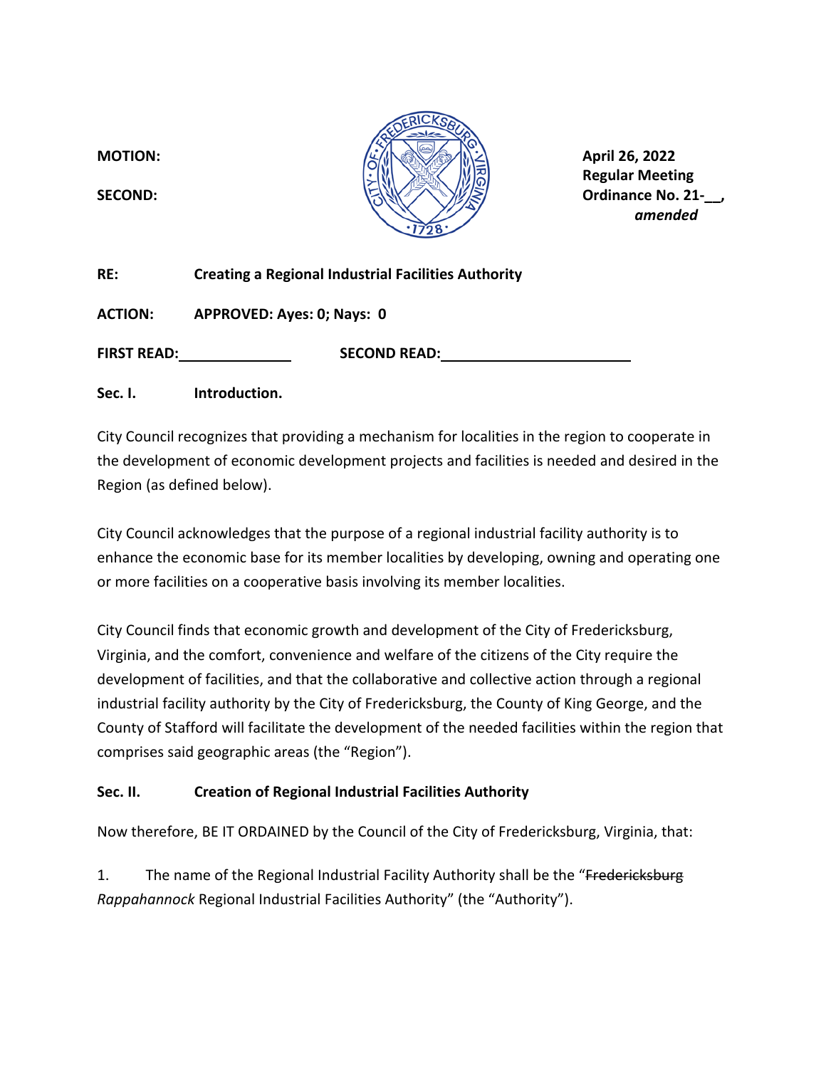**MOTION:**

**SECOND:**

**April 26, 2022**
**Regular Meeting**
**Ordinance No. 21-__,**
***amended***

**RE:** **Creating a Regional Industrial Facilities Authority**

**ACTION:** **APPROVED: Ayes: 0; Nays: 0**

**FIRST READ:**\_\_\_\_\_\_\_\_\_\_\_\_\_\_ **SECOND READ:**\_\_\_\_\_\_\_\_\_\_\_\_\_\_\_\_\_\_\_\_\_\_\_\_

**Sec. I. Introduction.**

City Council recognizes that providing a mechanism for localities in the region to cooperate in the development of economic development projects and facilities is needed and desired in the Region (as defined below).

City Council acknowledges that the purpose of a regional industrial facility authority is to enhance the economic base for its member localities by developing, owning and operating one or more facilities on a cooperative basis involving its member localities.

City Council finds that economic growth and development of the City of Fredericksburg, Virginia, and the comfort, convenience and welfare of the citizens of the City require the development of facilities, and that the collaborative and collective action through a regional industrial facility authority by the City of Fredericksburg, the County of King George, and the County of Stafford will facilitate the development of the needed facilities within the region that comprises said geographic areas (the "Region").

**Sec. II. Creation of Regional Industrial Facilities Authority**

Now therefore, BE IT ORDAINED by the Council of the City of Fredericksburg, Virginia, that:

1. The name of the Regional Industrial Facility Authority shall be the "~~Fredericksburg~~ *Rappahannock* Regional Industrial Facilities Authority" (the "Authority").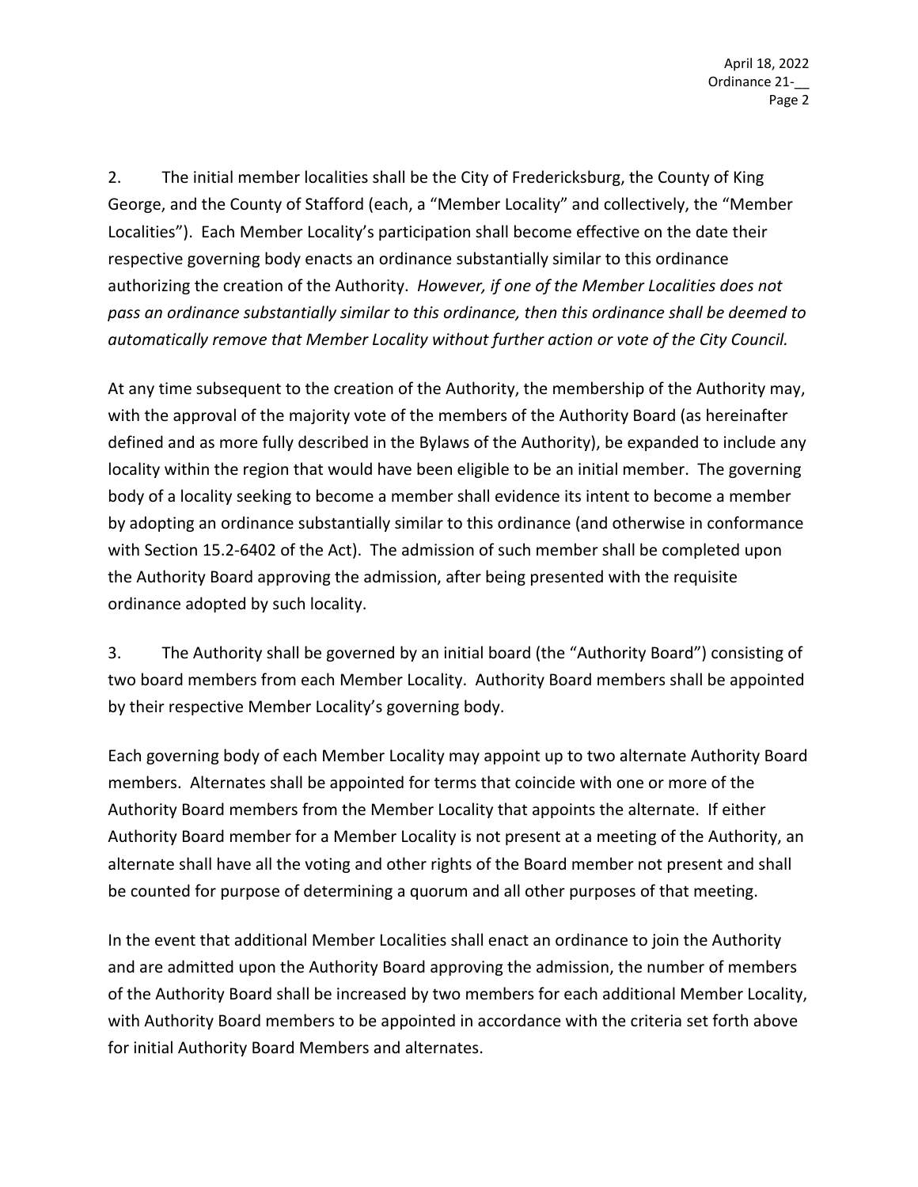2. The initial member localities shall be the City of Fredericksburg, the County of King George, and the County of Stafford (each, a "Member Locality" and collectively, the "Member Localities"). Each Member Locality's participation shall become effective on the date their respective governing body enacts an ordinance substantially similar to this ordinance authorizing the creation of the Authority. *However, if one of the Member Localities does not pass an ordinance substantially similar to this ordinance, then this ordinance shall be deemed to automatically remove that Member Locality without further action or vote of the City Council.*

At any time subsequent to the creation of the Authority, the membership of the Authority may, with the approval of the majority vote of the members of the Authority Board (as hereinafter defined and as more fully described in the Bylaws of the Authority), be expanded to include any locality within the region that would have been eligible to be an initial member. The governing body of a locality seeking to become a member shall evidence its intent to become a member by adopting an ordinance substantially similar to this ordinance (and otherwise in conformance with Section 15.2-6402 of the Act). The admission of such member shall be completed upon the Authority Board approving the admission, after being presented with the requisite ordinance adopted by such locality.

3. The Authority shall be governed by an initial board (the "Authority Board") consisting of two board members from each Member Locality. Authority Board members shall be appointed by their respective Member Locality's governing body.

Each governing body of each Member Locality may appoint up to two alternate Authority Board members. Alternates shall be appointed for terms that coincide with one or more of the Authority Board members from the Member Locality that appoints the alternate. If either Authority Board member for a Member Locality is not present at a meeting of the Authority, an alternate shall have all the voting and other rights of the Board member not present and shall be counted for purpose of determining a quorum and all other purposes of that meeting.

In the event that additional Member Localities shall enact an ordinance to join the Authority and are admitted upon the Authority Board approving the admission, the number of members of the Authority Board shall be increased by two members for each additional Member Locality, with Authority Board members to be appointed in accordance with the criteria set forth above for initial Authority Board Members and alternates.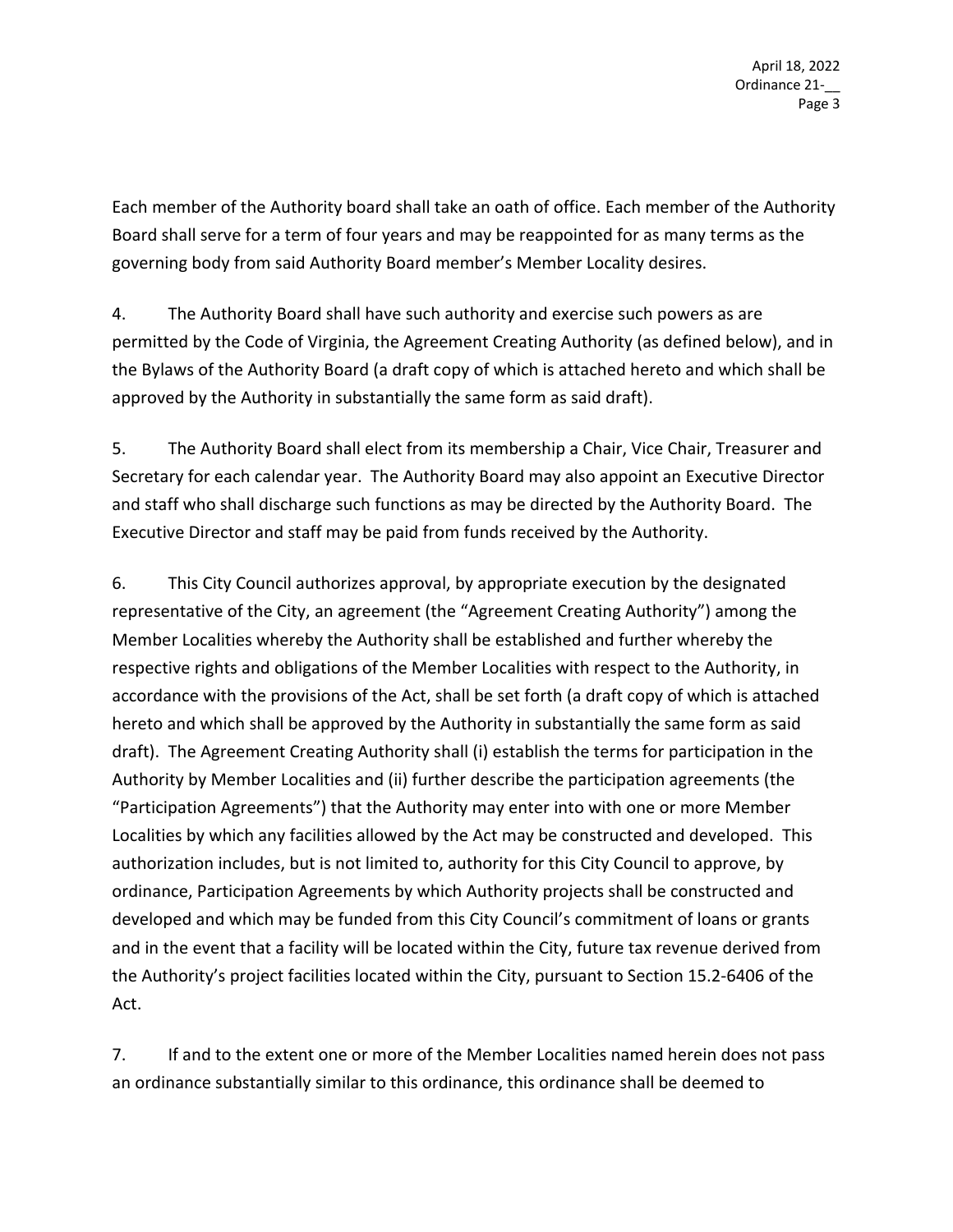Each member of the Authority board shall take an oath of office. Each member of the Authority Board shall serve for a term of four years and may be reappointed for as many terms as the governing body from said Authority Board member's Member Locality desires.

4. The Authority Board shall have such authority and exercise such powers as are permitted by the Code of Virginia, the Agreement Creating Authority (as defined below), and in the Bylaws of the Authority Board (a draft copy of which is attached hereto and which shall be approved by the Authority in substantially the same form as said draft).

5. The Authority Board shall elect from its membership a Chair, Vice Chair, Treasurer and Secretary for each calendar year. The Authority Board may also appoint an Executive Director and staff who shall discharge such functions as may be directed by the Authority Board. The Executive Director and staff may be paid from funds received by the Authority.

6. This City Council authorizes approval, by appropriate execution by the designated representative of the City, an agreement (the "Agreement Creating Authority") among the Member Localities whereby the Authority shall be established and further whereby the respective rights and obligations of the Member Localities with respect to the Authority, in accordance with the provisions of the Act, shall be set forth (a draft copy of which is attached hereto and which shall be approved by the Authority in substantially the same form as said draft). The Agreement Creating Authority shall (i) establish the terms for participation in the Authority by Member Localities and (ii) further describe the participation agreements (the "Participation Agreements") that the Authority may enter into with one or more Member Localities by which any facilities allowed by the Act may be constructed and developed. This authorization includes, but is not limited to, authority for this City Council to approve, by ordinance, Participation Agreements by which Authority projects shall be constructed and developed and which may be funded from this City Council's commitment of loans or grants and in the event that a facility will be located within the City, future tax revenue derived from the Authority's project facilities located within the City, pursuant to Section 15.2-6406 of the Act.

7. If and to the extent one or more of the Member Localities named herein does not pass an ordinance substantially similar to this ordinance, this ordinance shall be deemed to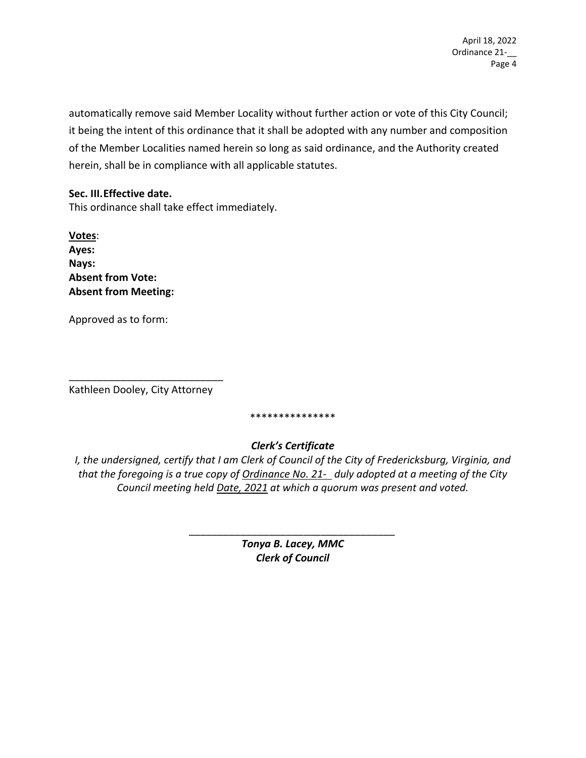automatically remove said Member Locality without further action or vote of this City Council; it being the intent of this ordinance that it shall be adopted with any number and composition of the Member Localities named herein so long as said ordinance, and the Authority created herein, shall be in compliance with all applicable statutes.

**Sec. III. Effective date.**
This ordinance shall take effect immediately.

**Votes**:
**Ayes:**
**Nays:**
**Absent from Vote:**
**Absent from Meeting:**

Approved as to form:

___________________________
Kathleen Dooley, City Attorney

***************

***Clerk's Certificate***

*I, the undersigned, certify that I am Clerk of Council of the City of Fredericksburg, Virginia, and that the foregoing is a true copy of Ordinance No. 21-__ duly adopted at a meeting of the City Council meeting held Date, 2021 at which a quorum was present and voted.*

_____________________________________
***Tonya B. Lacey, MMC***
***Clerk of Council***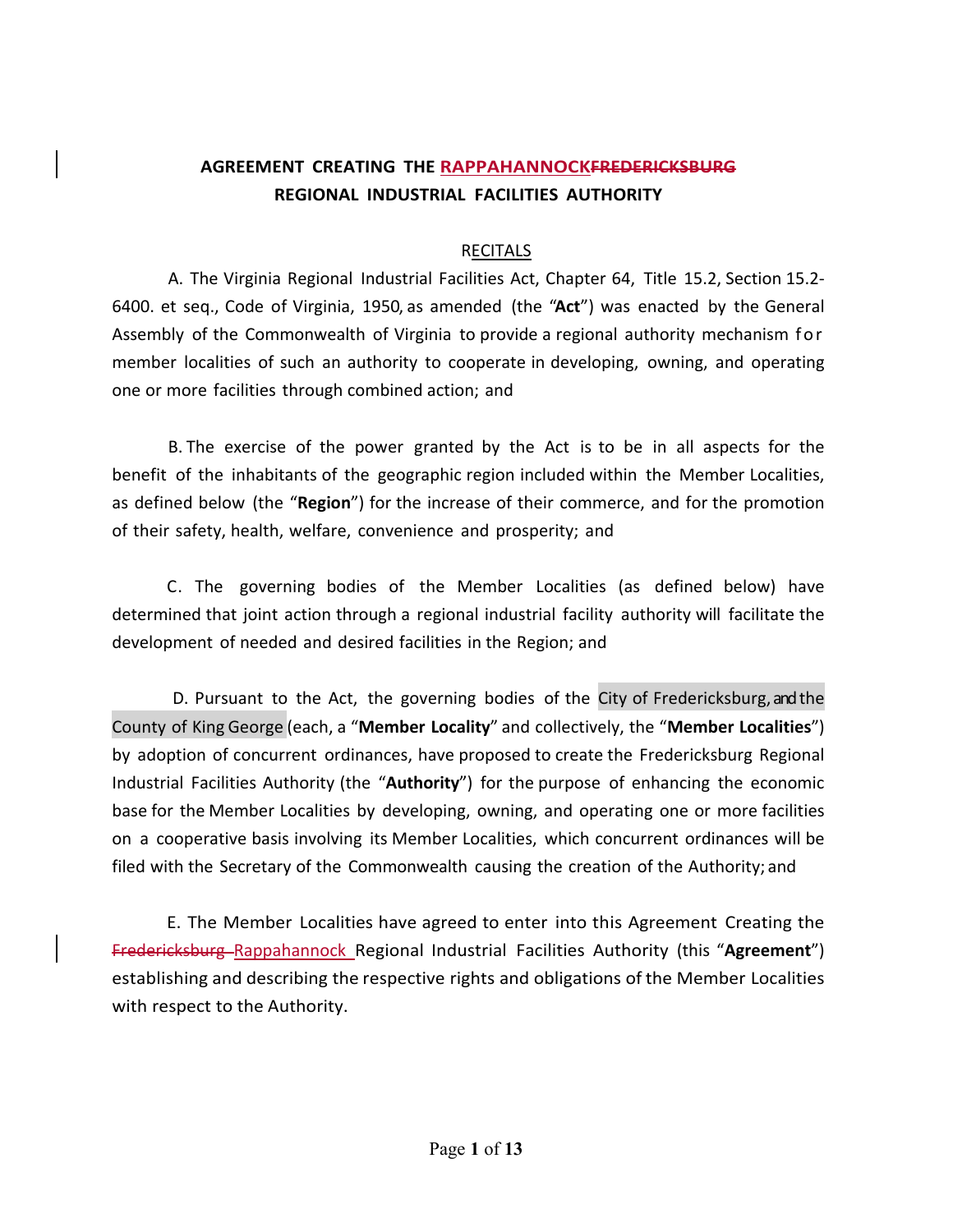**AGREEMENT CREATING THE RAPPAHANNOCK~~FREDERICKSBURG~~**
**REGIONAL INDUSTRIAL FACILITIES AUTHORITY**

RECITALS

A. The Virginia Regional Industrial Facilities Act, Chapter 64, Title 15.2, Section 15.2-6400. et seq., Code of Virginia, 1950, as amended (the "**Act**") was enacted by the General Assembly of the Commonwealth of Virginia to provide a regional authority mechanism for member localities of such an authority to cooperate in developing, owning, and operating one or more facilities through combined action; and

B. The exercise of the power granted by the Act is to be in all aspects for the benefit of the inhabitants of the geographic region included within the Member Localities, as defined below (the "**Region**") for the increase of their commerce, and for the promotion of their safety, health, welfare, convenience and prosperity; and

C. The governing bodies of the Member Localities (as defined below) have determined that joint action through a regional industrial facility authority will facilitate the development of needed and desired facilities in the Region; and

D. Pursuant to the Act, the governing bodies of the City of Fredericksburg, and the County of King George (each, a "**Member Locality**" and collectively, the "**Member Localities**") by adoption of concurrent ordinances, have proposed to create the Fredericksburg Regional Industrial Facilities Authority (the "**Authority**") for the purpose of enhancing the economic base for the Member Localities by developing, owning, and operating one or more facilities on a cooperative basis involving its Member Localities, which concurrent ordinances will be filed with the Secretary of the Commonwealth causing the creation of the Authority; and

E. The Member Localities have agreed to enter into this Agreement Creating the ~~Fredericksburg~~ Rappahannock Regional Industrial Facilities Authority (this "**Agreement**") establishing and describing the respective rights and obligations of the Member Localities with respect to the Authority.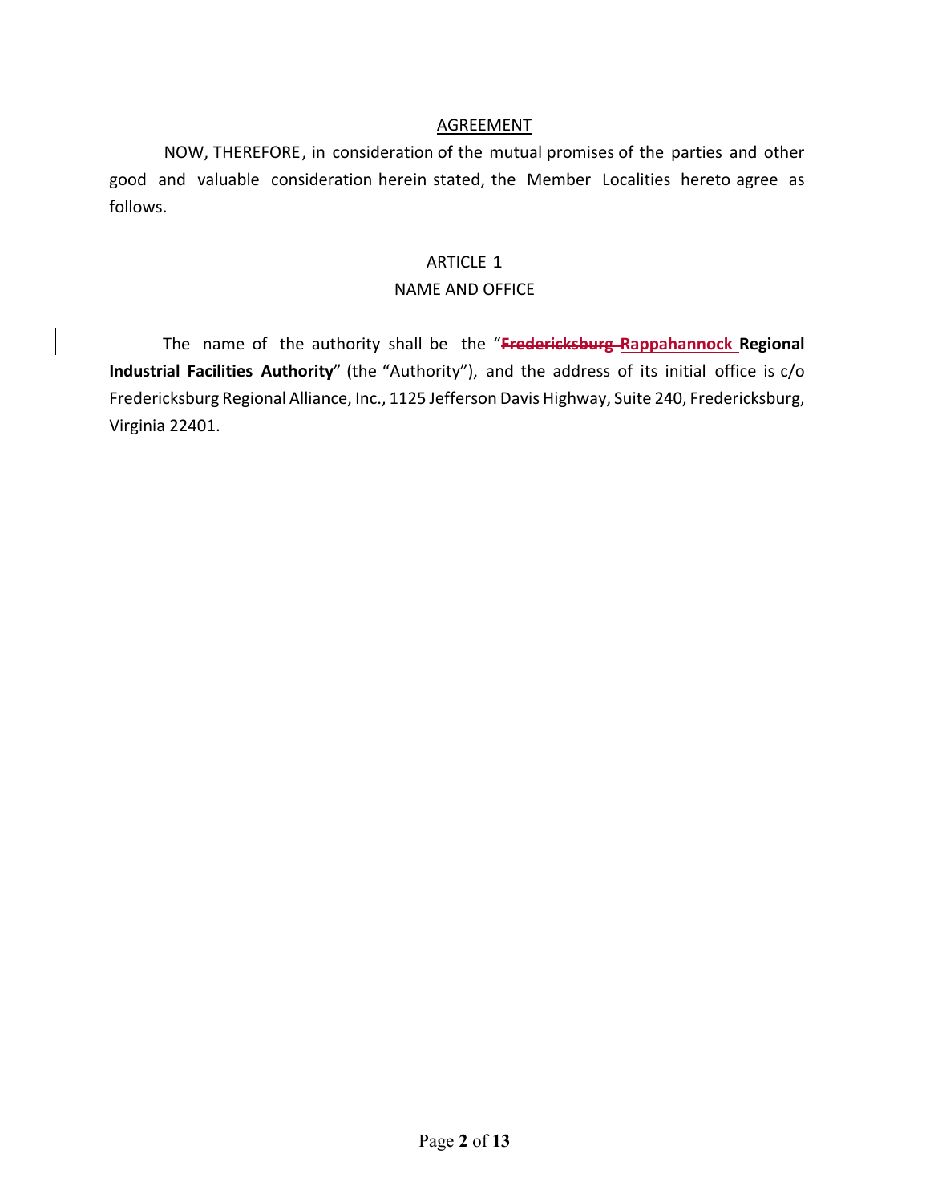AGREEMENT

NOW, THEREFORE, in consideration of the mutual promises of the parties and other good and valuable consideration herein stated, the Member Localities hereto agree as follows.

ARTICLE 1

NAME AND OFFICE

The name of the authority shall be the "~~**Fredericksburg**~~ **Rappahannock Regional Industrial Facilities Authority**" (the "Authority"), and the address of its initial office is c/o Fredericksburg Regional Alliance, Inc., 1125 Jefferson Davis Highway, Suite 240, Fredericksburg, Virginia 22401.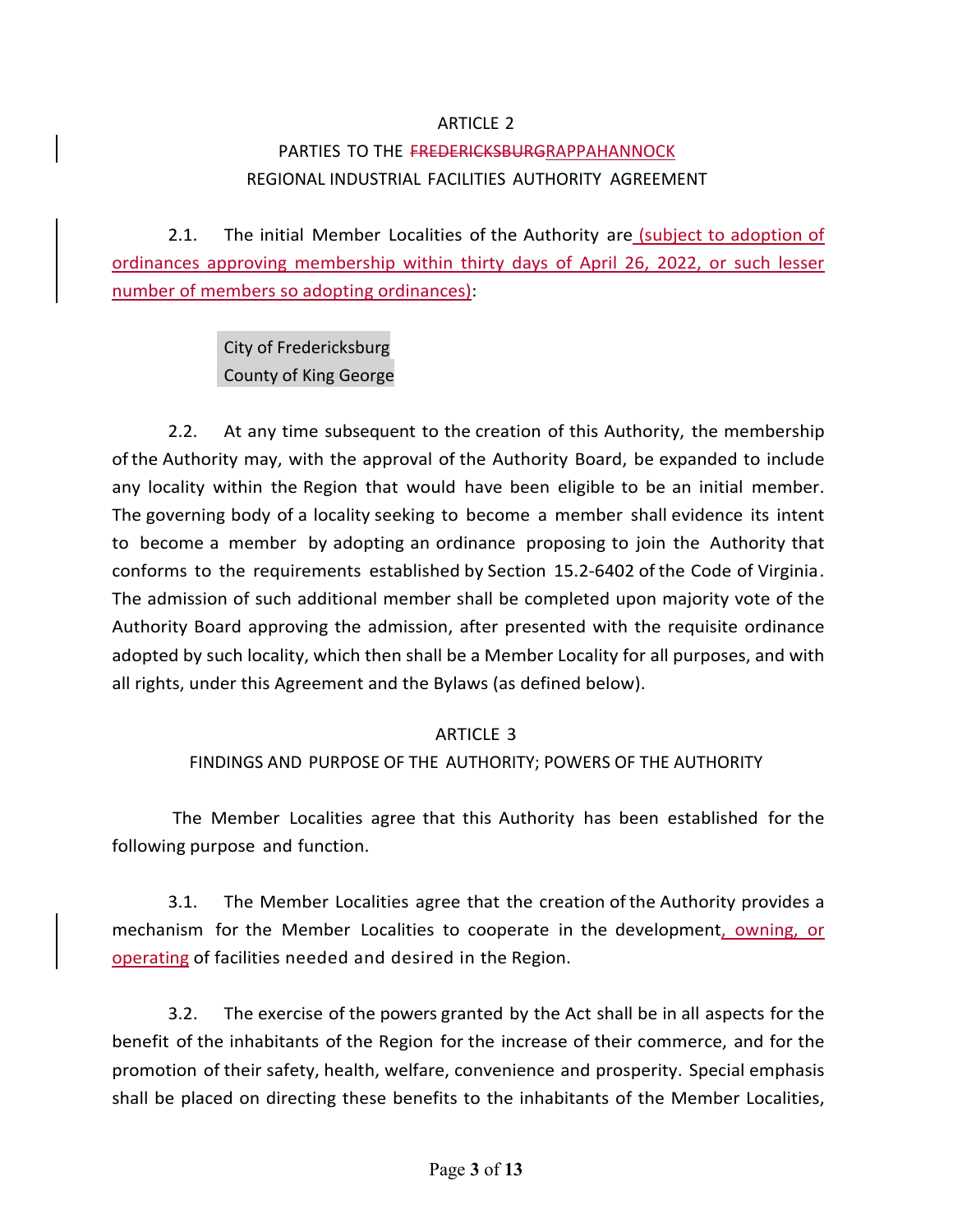ARTICLE 2

PARTIES TO THE ~~FREDERICKSBURG~~RAPPAHANNOCK REGIONAL INDUSTRIAL FACILITIES AUTHORITY AGREEMENT

2.1. The initial Member Localities of the Authority are (subject to adoption of ordinances approving membership within thirty days of April 26, 2022, or such lesser number of members so adopting ordinances):

City of Fredericksburg
County of King George

2.2. At any time subsequent to the creation of this Authority, the membership of the Authority may, with the approval of the Authority Board, be expanded to include any locality within the Region that would have been eligible to be an initial member. The governing body of a locality seeking to become a member shall evidence its intent to become a member by adopting an ordinance proposing to join the Authority that conforms to the requirements established by Section 15.2-6402 of the Code of Virginia. The admission of such additional member shall be completed upon majority vote of the Authority Board approving the admission, after presented with the requisite ordinance adopted by such locality, which then shall be a Member Locality for all purposes, and with all rights, under this Agreement and the Bylaws (as defined below).

ARTICLE 3

FINDINGS AND PURPOSE OF THE AUTHORITY; POWERS OF THE AUTHORITY

The Member Localities agree that this Authority has been established for the following purpose and function.

3.1. The Member Localities agree that the creation of the Authority provides a mechanism for the Member Localities to cooperate in the development, owning, or operating of facilities needed and desired in the Region.

3.2. The exercise of the powers granted by the Act shall be in all aspects for the benefit of the inhabitants of the Region for the increase of their commerce, and for the promotion of their safety, health, welfare, convenience and prosperity. Special emphasis shall be placed on directing these benefits to the inhabitants of the Member Localities,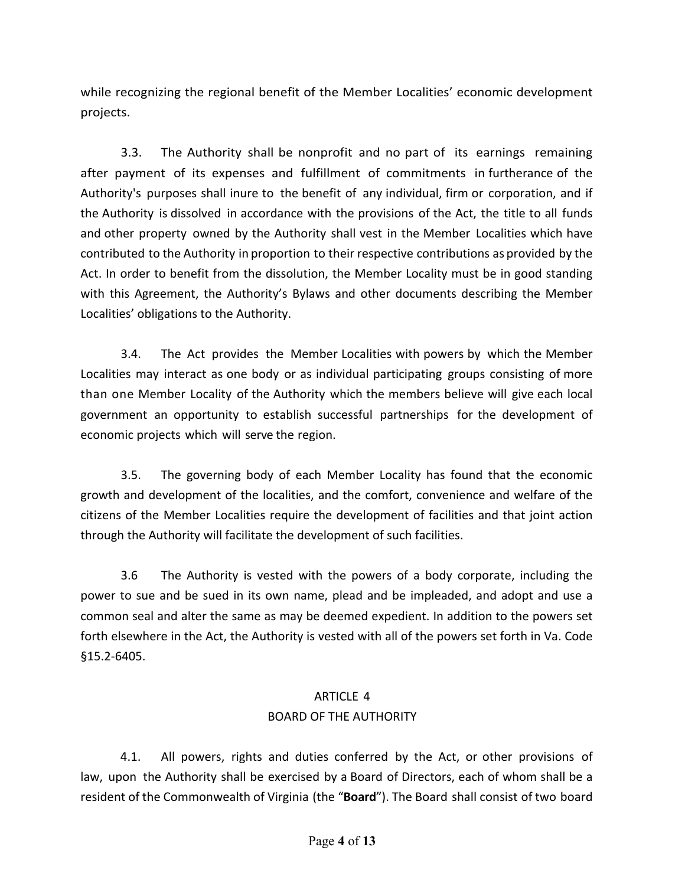while recognizing the regional benefit of the Member Localities' economic development projects.

3.3. The Authority shall be nonprofit and no part of its earnings remaining after payment of its expenses and fulfillment of commitments in furtherance of the Authority's purposes shall inure to the benefit of any individual, firm or corporation, and if the Authority is dissolved in accordance with the provisions of the Act, the title to all funds and other property owned by the Authority shall vest in the Member Localities which have contributed to the Authority in proportion to their respective contributions as provided by the Act. In order to benefit from the dissolution, the Member Locality must be in good standing with this Agreement, the Authority's Bylaws and other documents describing the Member Localities' obligations to the Authority.

3.4. The Act provides the Member Localities with powers by which the Member Localities may interact as one body or as individual participating groups consisting of more than one Member Locality of the Authority which the members believe will give each local government an opportunity to establish successful partnerships for the development of economic projects which will serve the region.

3.5. The governing body of each Member Locality has found that the economic growth and development of the localities, and the comfort, convenience and welfare of the citizens of the Member Localities require the development of facilities and that joint action through the Authority will facilitate the development of such facilities.

3.6 The Authority is vested with the powers of a body corporate, including the power to sue and be sued in its own name, plead and be impleaded, and adopt and use a common seal and alter the same as may be deemed expedient. In addition to the powers set forth elsewhere in the Act, the Authority is vested with all of the powers set forth in Va. Code §15.2-6405.

## ARTICLE 4
## BOARD OF THE AUTHORITY

4.1. All powers, rights and duties conferred by the Act, or other provisions of law, upon the Authority shall be exercised by a Board of Directors, each of whom shall be a resident of the Commonwealth of Virginia (the "**Board**"). The Board shall consist of two board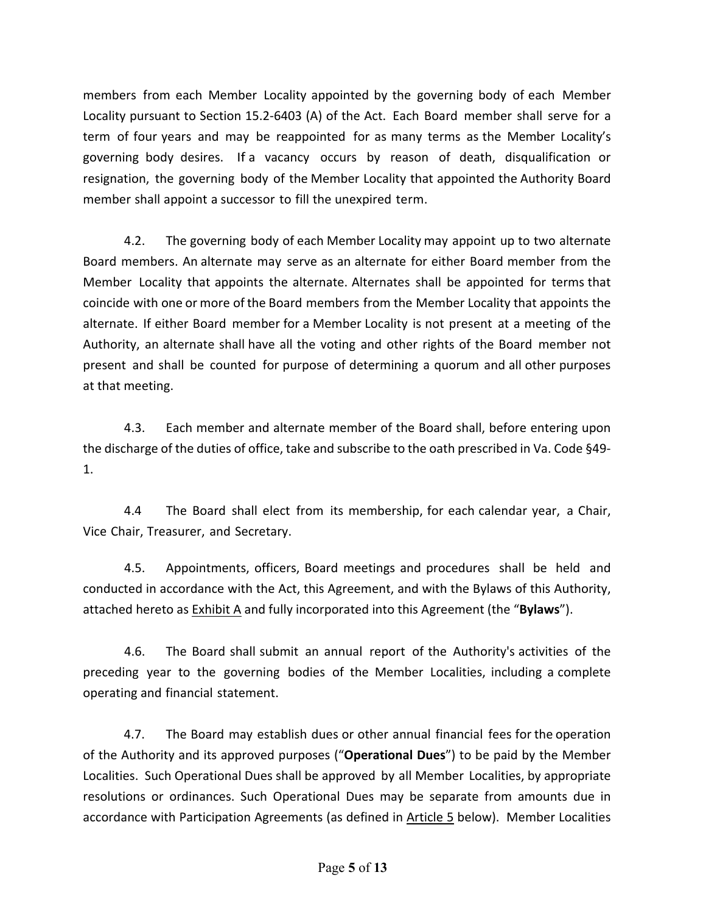members from each Member Locality appointed by the governing body of each Member Locality pursuant to Section 15.2-6403 (A) of the Act. Each Board member shall serve for a term of four years and may be reappointed for as many terms as the Member Locality's governing body desires. If a vacancy occurs by reason of death, disqualification or resignation, the governing body of the Member Locality that appointed the Authority Board member shall appoint a successor to fill the unexpired term.

4.2. The governing body of each Member Locality may appoint up to two alternate Board members. An alternate may serve as an alternate for either Board member from the Member Locality that appoints the alternate. Alternates shall be appointed for terms that coincide with one or more of the Board members from the Member Locality that appoints the alternate. If either Board member for a Member Locality is not present at a meeting of the Authority, an alternate shall have all the voting and other rights of the Board member not present and shall be counted for purpose of determining a quorum and all other purposes at that meeting.

4.3. Each member and alternate member of the Board shall, before entering upon the discharge of the duties of office, take and subscribe to the oath prescribed in Va. Code §49-1.

4.4 The Board shall elect from its membership, for each calendar year, a Chair, Vice Chair, Treasurer, and Secretary.

4.5. Appointments, officers, Board meetings and procedures shall be held and conducted in accordance with the Act, this Agreement, and with the Bylaws of this Authority, attached hereto as Exhibit A and fully incorporated into this Agreement (the "**Bylaws**").

4.6. The Board shall submit an annual report of the Authority's activities of the preceding year to the governing bodies of the Member Localities, including a complete operating and financial statement.

4.7. The Board may establish dues or other annual financial fees for the operation of the Authority and its approved purposes ("**Operational Dues**") to be paid by the Member Localities. Such Operational Dues shall be approved by all Member Localities, by appropriate resolutions or ordinances. Such Operational Dues may be separate from amounts due in accordance with Participation Agreements (as defined in Article 5 below). Member Localities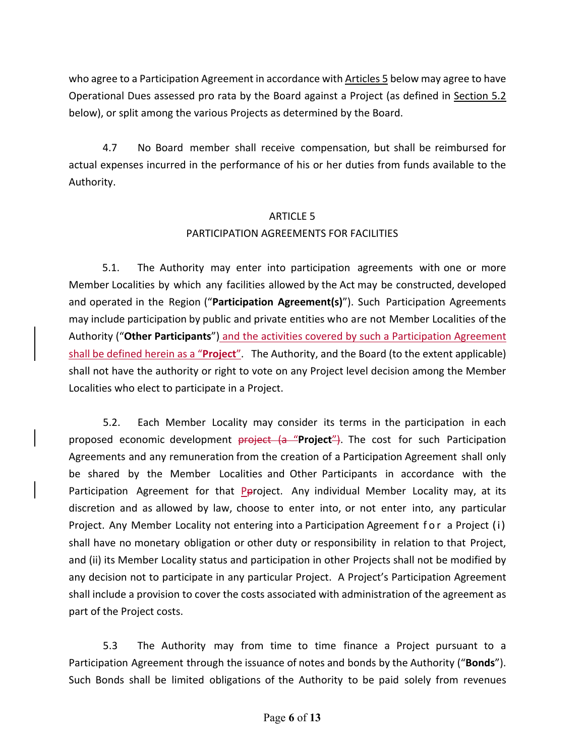who agree to a Participation Agreement in accordance with Articles 5 below may agree to have Operational Dues assessed pro rata by the Board against a Project (as defined in Section 5.2 below), or split among the various Projects as determined by the Board.

4.7 No Board member shall receive compensation, but shall be reimbursed for actual expenses incurred in the performance of his or her duties from funds available to the Authority.

## ARTICLE 5
## PARTICIPATION AGREEMENTS FOR FACILITIES

5.1. The Authority may enter into participation agreements with one or more Member Localities by which any facilities allowed by the Act may be constructed, developed and operated in the Region ("**Participation Agreement(s)**"). Such Participation Agreements may include participation by public and private entities who are not Member Localities of the Authority ("**Other Participants**") and the activities covered by such a Participation Agreement shall be defined herein as a "**Project**". The Authority, and the Board (to the extent applicable) shall not have the authority or right to vote on any Project level decision among the Member Localities who elect to participate in a Project.

5.2. Each Member Locality may consider its terms in the participation in each proposed economic development ~~project (a "~~**Project**~~")~~. The cost for such Participation Agreements and any remuneration from the creation of a Participation Agreement shall only be shared by the Member Localities and Other Participants in accordance with the Participation Agreement for that P~~p~~roject. Any individual Member Locality may, at its discretion and as allowed by law, choose to enter into, or not enter into, any particular Project. Any Member Locality not entering into a Participation Agreement for a Project (i) shall have no monetary obligation or other duty or responsibility in relation to that Project, and (ii) its Member Locality status and participation in other Projects shall not be modified by any decision not to participate in any particular Project. A Project's Participation Agreement shall include a provision to cover the costs associated with administration of the agreement as part of the Project costs.

5.3 The Authority may from time to time finance a Project pursuant to a Participation Agreement through the issuance of notes and bonds by the Authority ("**Bonds**"). Such Bonds shall be limited obligations of the Authority to be paid solely from revenues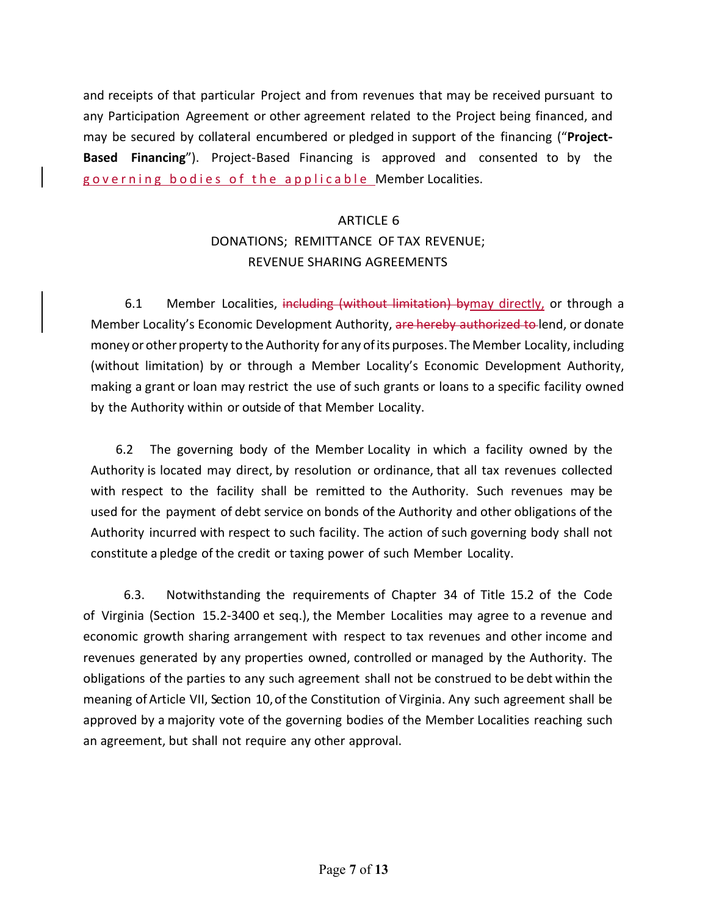and receipts of that particular Project and from revenues that may be received pursuant to any Participation Agreement or other agreement related to the Project being financed, and may be secured by collateral encumbered or pledged in support of the financing ("**Project-Based Financing**"). Project-Based Financing is approved and consented to by the governing bodies of the applicable Member Localities.

## ARTICLE 6
## DONATIONS; REMITTANCE OF TAX REVENUE; REVENUE SHARING AGREEMENTS

6.1 Member Localities, ~~including (without limitation) by~~may directly, or through a Member Locality's Economic Development Authority, ~~are hereby authorized to~~ lend, or donate money or other property to the Authority for any of its purposes. The Member Locality, including (without limitation) by or through a Member Locality's Economic Development Authority, making a grant or loan may restrict the use of such grants or loans to a specific facility owned by the Authority within or outside of that Member Locality.

6.2 The governing body of the Member Locality in which a facility owned by the Authority is located may direct, by resolution or ordinance, that all tax revenues collected with respect to the facility shall be remitted to the Authority. Such revenues may be used for the payment of debt service on bonds of the Authority and other obligations of the Authority incurred with respect to such facility. The action of such governing body shall not constitute a pledge of the credit or taxing power of such Member Locality.

6.3. Notwithstanding the requirements of Chapter 34 of Title 15.2 of the Code of Virginia (Section 15.2-3400 et seq.), the Member Localities may agree to a revenue and economic growth sharing arrangement with respect to tax revenues and other income and revenues generated by any properties owned, controlled or managed by the Authority. The obligations of the parties to any such agreement shall not be construed to be debt within the meaning of Article VII, Section 10, of the Constitution of Virginia. Any such agreement shall be approved by a majority vote of the governing bodies of the Member Localities reaching such an agreement, but shall not require any other approval.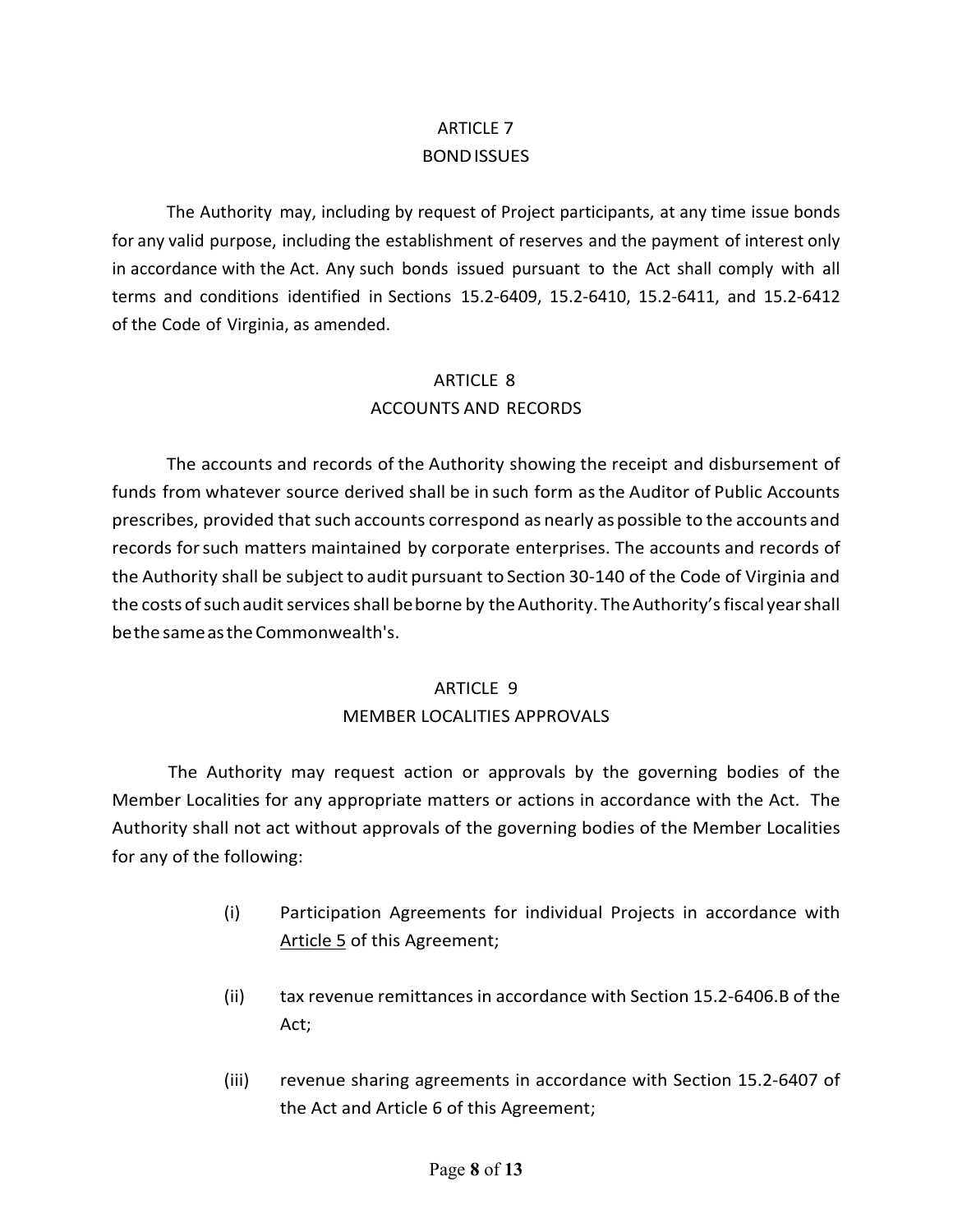## ARTICLE 7
## BOND ISSUES

The Authority may, including by request of Project participants, at any time issue bonds for any valid purpose, including the establishment of reserves and the payment of interest only in accordance with the Act. Any such bonds issued pursuant to the Act shall comply with all terms and conditions identified in Sections 15.2-6409, 15.2-6410, 15.2-6411, and 15.2-6412 of the Code of Virginia, as amended.

## ARTICLE 8
## ACCOUNTS AND RECORDS

The accounts and records of the Authority showing the receipt and disbursement of funds from whatever source derived shall be in such form as the Auditor of Public Accounts prescribes, provided that such accounts correspond as nearly as possible to the accounts and records for such matters maintained by corporate enterprises. The accounts and records of the Authority shall be subject to audit pursuant to Section 30-140 of the Code of Virginia and the costs of such audit services shall be borne by the Authority. The Authority's fiscal year shall be the same as the Commonwealth's.

## ARTICLE 9
## MEMBER LOCALITIES APPROVALS

The Authority may request action or approvals by the governing bodies of the Member Localities for any appropriate matters or actions in accordance with the Act. The Authority shall not act without approvals of the governing bodies of the Member Localities for any of the following:

(i) Participation Agreements for individual Projects in accordance with Article 5 of this Agreement;

(ii) tax revenue remittances in accordance with Section 15.2-6406.B of the Act;

(iii) revenue sharing agreements in accordance with Section 15.2-6407 of the Act and Article 6 of this Agreement;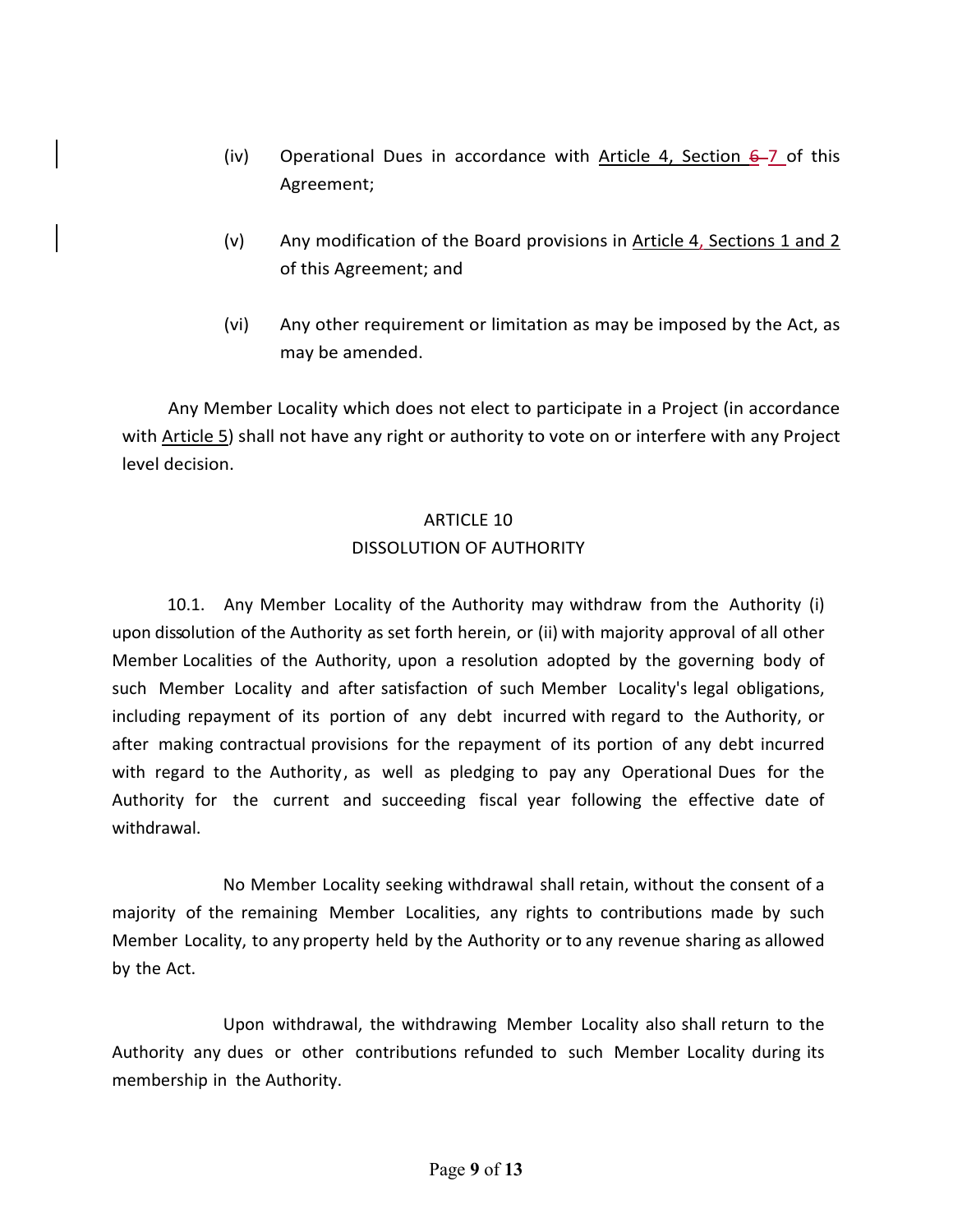(iv) Operational Dues in accordance with Article 4, Section ~~6~~ 7 of this Agreement;

(v) Any modification of the Board provisions in Article 4, Sections 1 and 2 of this Agreement; and

(vi) Any other requirement or limitation as may be imposed by the Act, as may be amended.

Any Member Locality which does not elect to participate in a Project (in accordance with Article 5) shall not have any right or authority to vote on or interfere with any Project level decision.

## ARTICLE 10
## DISSOLUTION OF AUTHORITY

10.1. Any Member Locality of the Authority may withdraw from the Authority (i) upon dissolution of the Authority as set forth herein, or (ii) with majority approval of all other Member Localities of the Authority, upon a resolution adopted by the governing body of such Member Locality and after satisfaction of such Member Locality's legal obligations, including repayment of its portion of any debt incurred with regard to the Authority, or after making contractual provisions for the repayment of its portion of any debt incurred with regard to the Authority, as well as pledging to pay any Operational Dues for the Authority for the current and succeeding fiscal year following the effective date of withdrawal.

No Member Locality seeking withdrawal shall retain, without the consent of a majority of the remaining Member Localities, any rights to contributions made by such Member Locality, to any property held by the Authority or to any revenue sharing as allowed by the Act.

Upon withdrawal, the withdrawing Member Locality also shall return to the Authority any dues or other contributions refunded to such Member Locality during its membership in the Authority.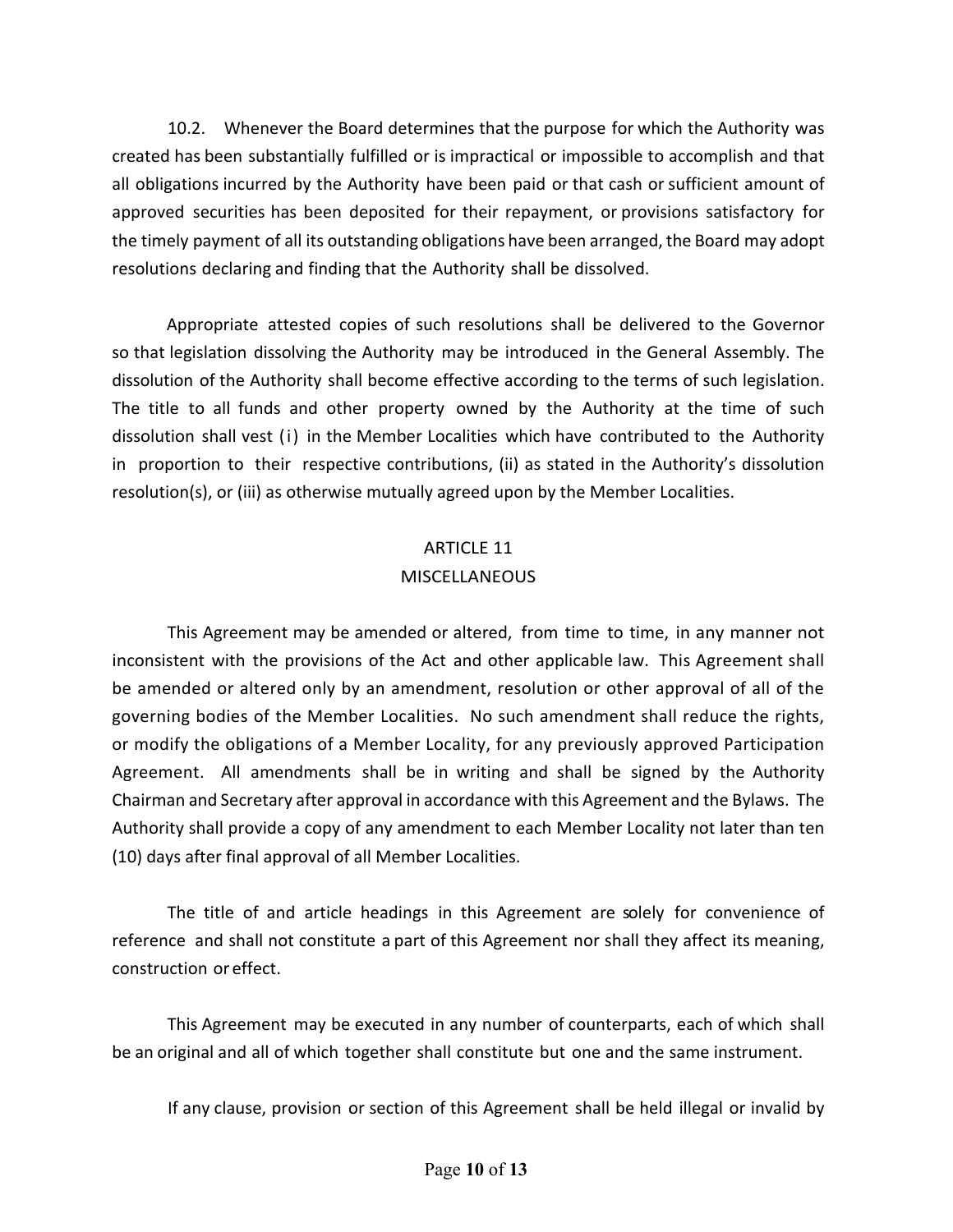10.2. Whenever the Board determines that the purpose for which the Authority was created has been substantially fulfilled or is impractical or impossible to accomplish and that all obligations incurred by the Authority have been paid or that cash or sufficient amount of approved securities has been deposited for their repayment, or provisions satisfactory for the timely payment of all its outstanding obligations have been arranged, the Board may adopt resolutions declaring and finding that the Authority shall be dissolved.

Appropriate attested copies of such resolutions shall be delivered to the Governor so that legislation dissolving the Authority may be introduced in the General Assembly. The dissolution of the Authority shall become effective according to the terms of such legislation. The title to all funds and other property owned by the Authority at the time of such dissolution shall vest (i) in the Member Localities which have contributed to the Authority in proportion to their respective contributions, (ii) as stated in the Authority's dissolution resolution(s), or (iii) as otherwise mutually agreed upon by the Member Localities.

## ARTICLE 11
## MISCELLANEOUS

This Agreement may be amended or altered, from time to time, in any manner not inconsistent with the provisions of the Act and other applicable law. This Agreement shall be amended or altered only by an amendment, resolution or other approval of all of the governing bodies of the Member Localities. No such amendment shall reduce the rights, or modify the obligations of a Member Locality, for any previously approved Participation Agreement. All amendments shall be in writing and shall be signed by the Authority Chairman and Secretary after approval in accordance with this Agreement and the Bylaws. The Authority shall provide a copy of any amendment to each Member Locality not later than ten (10) days after final approval of all Member Localities.

The title of and article headings in this Agreement are solely for convenience of reference and shall not constitute a part of this Agreement nor shall they affect its meaning, construction or effect.

This Agreement may be executed in any number of counterparts, each of which shall be an original and all of which together shall constitute but one and the same instrument.

If any clause, provision or section of this Agreement shall be held illegal or invalid by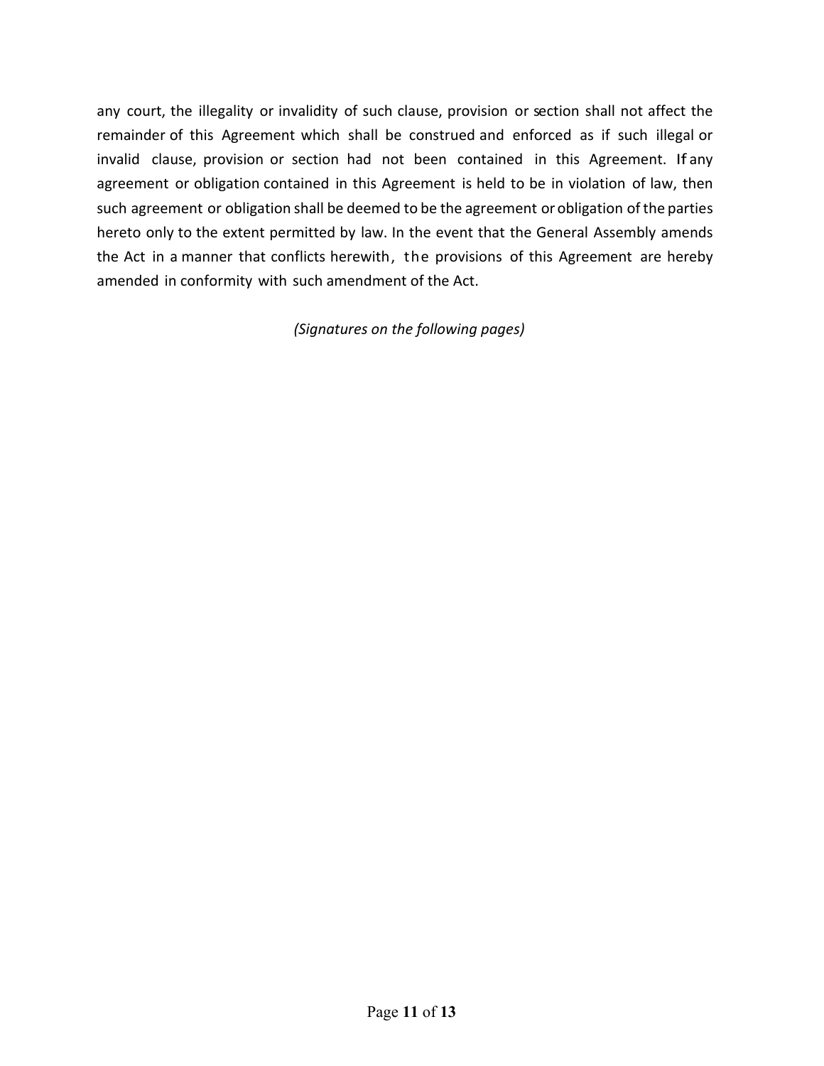any court, the illegality or invalidity of such clause, provision or section shall not affect the remainder of this Agreement which shall be construed and enforced as if such illegal or invalid clause, provision or section had not been contained in this Agreement. If any agreement or obligation contained in this Agreement is held to be in violation of law, then such agreement or obligation shall be deemed to be the agreement or obligation of the parties hereto only to the extent permitted by law. In the event that the General Assembly amends the Act in a manner that conflicts herewith, the provisions of this Agreement are hereby amended in conformity with such amendment of the Act.

*(Signatures on the following pages)*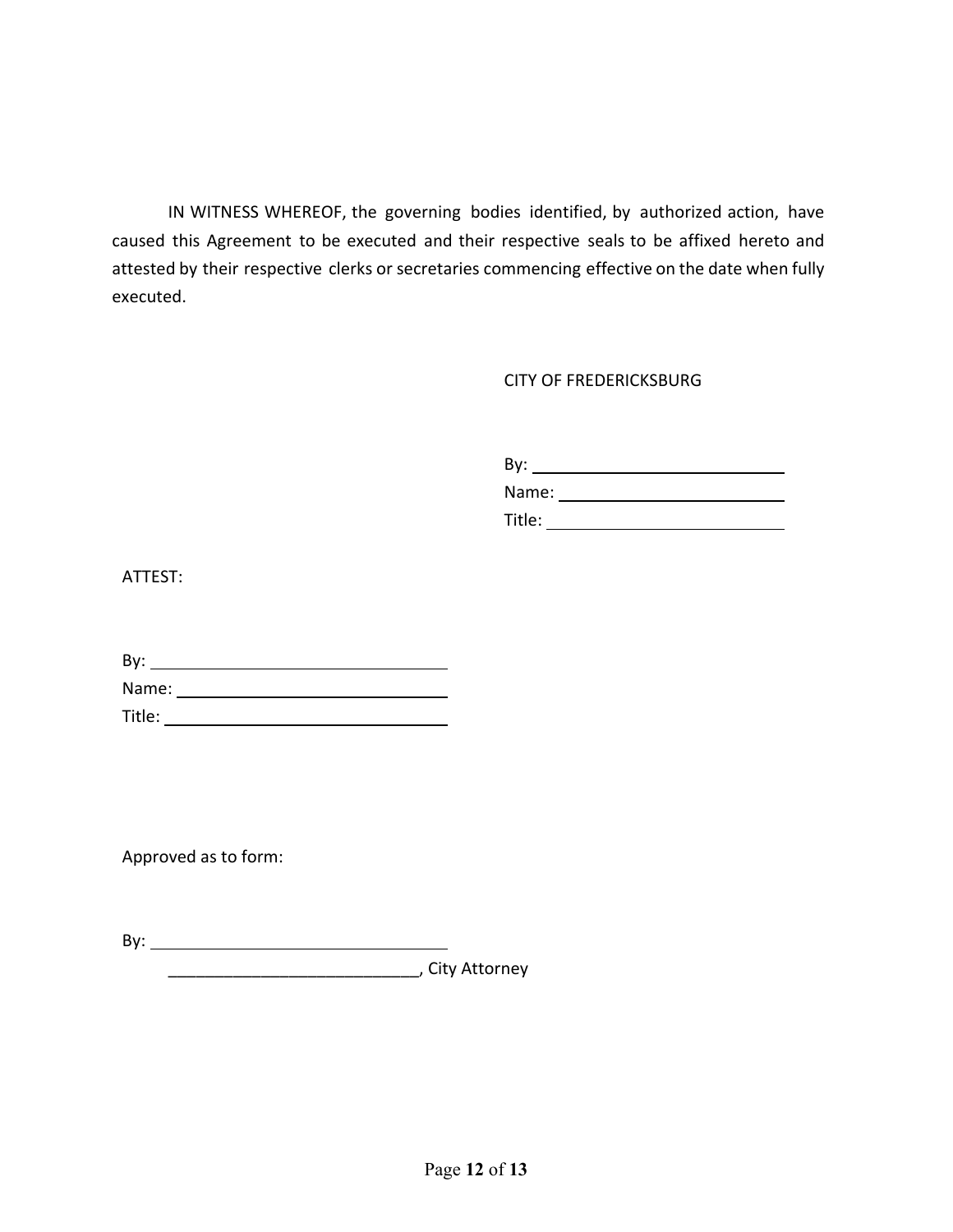IN WITNESS WHEREOF, the governing bodies identified, by authorized action, have caused this Agreement to be executed and their respective seals to be affixed hereto and attested by their respective clerks or secretaries commencing effective on the date when fully executed.

CITY OF FREDERICKSBURG

By: ____________________________

Name: __________________________

Title: ___________________________

ATTEST:

By: ______________________________

Name: ____________________________

Title: _____________________________

Approved as to form:

By: ______________________________

___________________________, City Attorney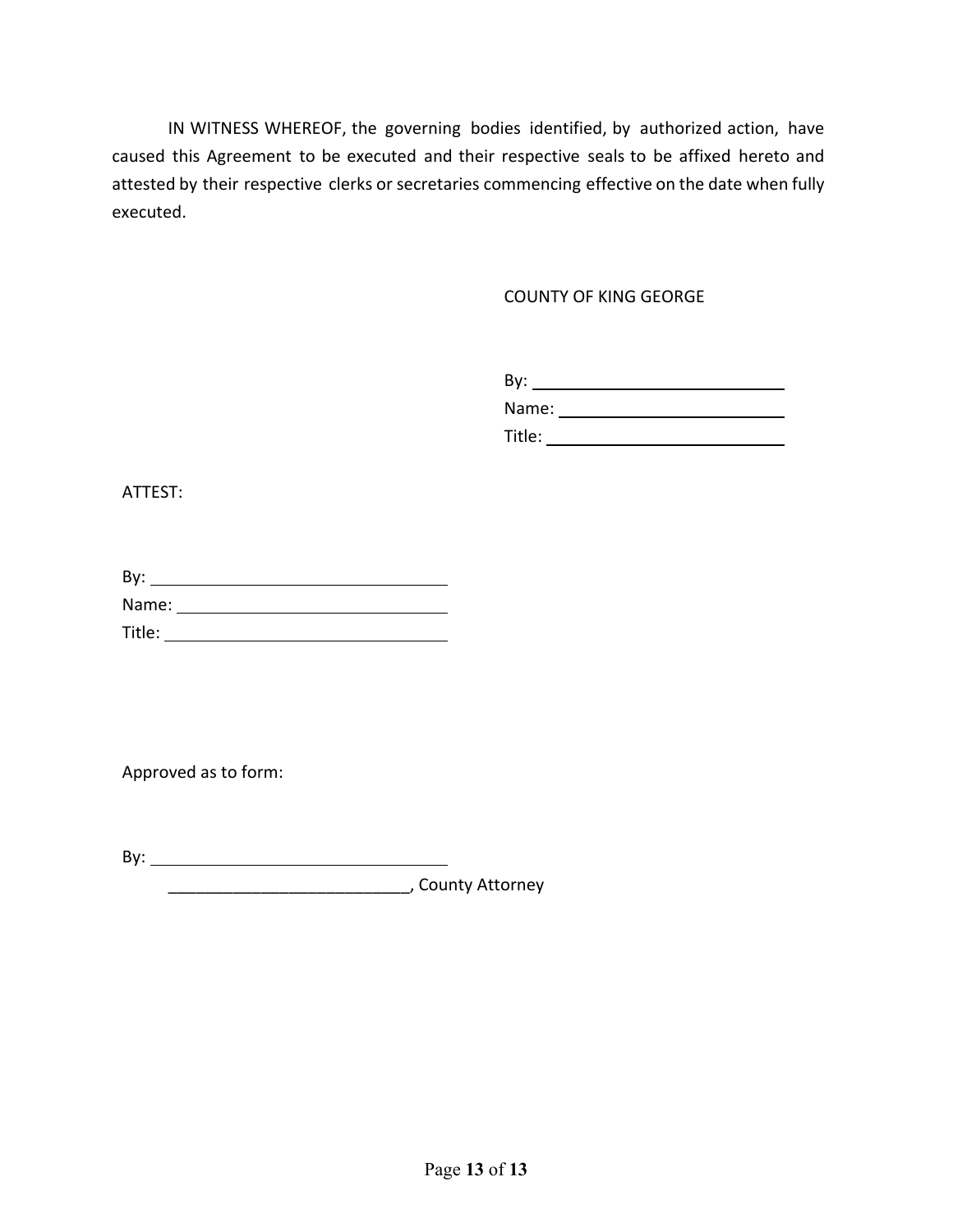IN WITNESS WHEREOF, the governing bodies identified, by authorized action, have caused this Agreement to be executed and their respective seals to be affixed hereto and attested by their respective clerks or secretaries commencing effective on the date when fully executed.

COUNTY OF KING GEORGE

By: ______________________________
Name: ____________________________
Title: _____________________________

ATTEST:

By: ______________________________
Name: ____________________________
Title: _____________________________

Approved as to form:

By: ______________________________
___________________________, County Attorney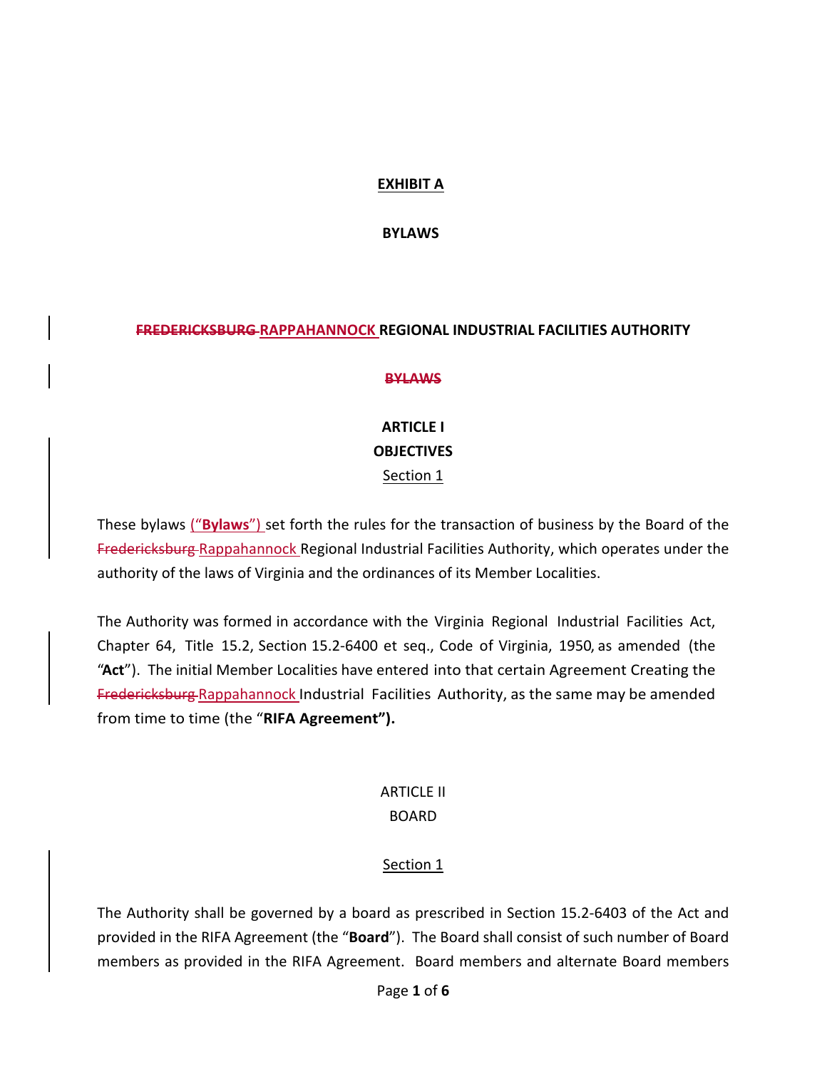**EXHIBIT A**

**BYLAWS**

**~~FREDERICKSBURG~~ RAPPAHANNOCK REGIONAL INDUSTRIAL FACILITIES AUTHORITY**

**~~BYLAWS~~**

**ARTICLE I**
**OBJECTIVES**
Section 1

These bylaws (“**Bylaws**”) set forth the rules for the transaction of business by the Board of the ~~Fredericksburg~~ Rappahannock Regional Industrial Facilities Authority, which operates under the authority of the laws of Virginia and the ordinances of its Member Localities.

The Authority was formed in accordance with the Virginia Regional Industrial Facilities Act, Chapter 64, Title 15.2, Section 15.2-6400 et seq., Code of Virginia, 1950, as amended (the “**Act**”). The initial Member Localities have entered into that certain Agreement Creating the ~~Fredericksburg~~ Rappahannock Industrial Facilities Authority, as the same may be amended from time to time (the “**RIFA Agreement”).**

ARTICLE II
BOARD

Section 1

The Authority shall be governed by a board as prescribed in Section 15.2-6403 of the Act and provided in the RIFA Agreement (the “**Board**”). The Board shall consist of such number of Board members as provided in the RIFA Agreement. Board members and alternate Board members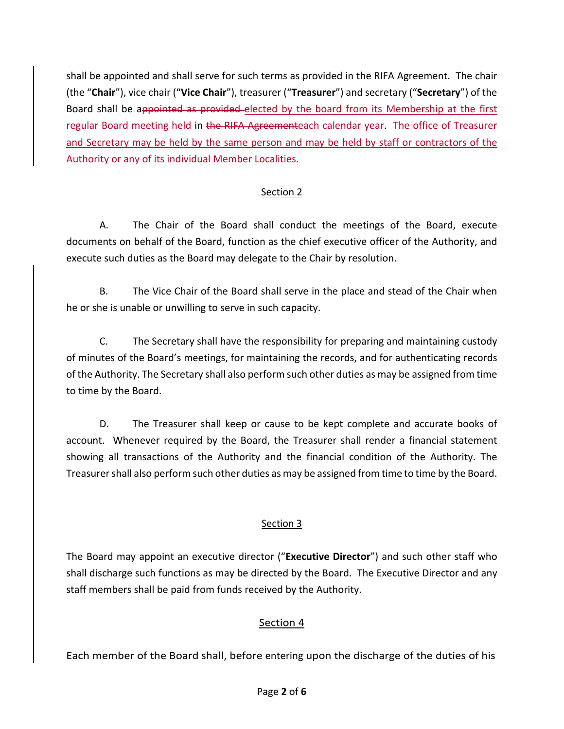shall be appointed and shall serve for such terms as provided in the RIFA Agreement. The chair (the "**Chair**"), vice chair ("**Vice Chair**"), treasurer ("**Treasurer**") and secretary ("**Secretary**") of the Board shall be a~~ppointed as provided~~ elected by the board from its Membership at the first regular Board meeting held in ~~the RIFA Agreement~~each calendar year. The office of Treasurer and Secretary may be held by the same person and may be held by staff or contractors of the Authority or any of its individual Member Localities.

## Section 2

A. The Chair of the Board shall conduct the meetings of the Board, execute documents on behalf of the Board, function as the chief executive officer of the Authority, and execute such duties as the Board may delegate to the Chair by resolution.

B. The Vice Chair of the Board shall serve in the place and stead of the Chair when he or she is unable or unwilling to serve in such capacity.

C. The Secretary shall have the responsibility for preparing and maintaining custody of minutes of the Board's meetings, for maintaining the records, and for authenticating records of the Authority. The Secretary shall also perform such other duties as may be assigned from time to time by the Board.

D. The Treasurer shall keep or cause to be kept complete and accurate books of account. Whenever required by the Board, the Treasurer shall render a financial statement showing all transactions of the Authority and the financial condition of the Authority. The Treasurer shall also perform such other duties as may be assigned from time to time by the Board.

## Section 3

The Board may appoint an executive director ("**Executive Director**") and such other staff who shall discharge such functions as may be directed by the Board. The Executive Director and any staff members shall be paid from funds received by the Authority.

## Section 4

Each member of the Board shall, before entering upon the discharge of the duties of his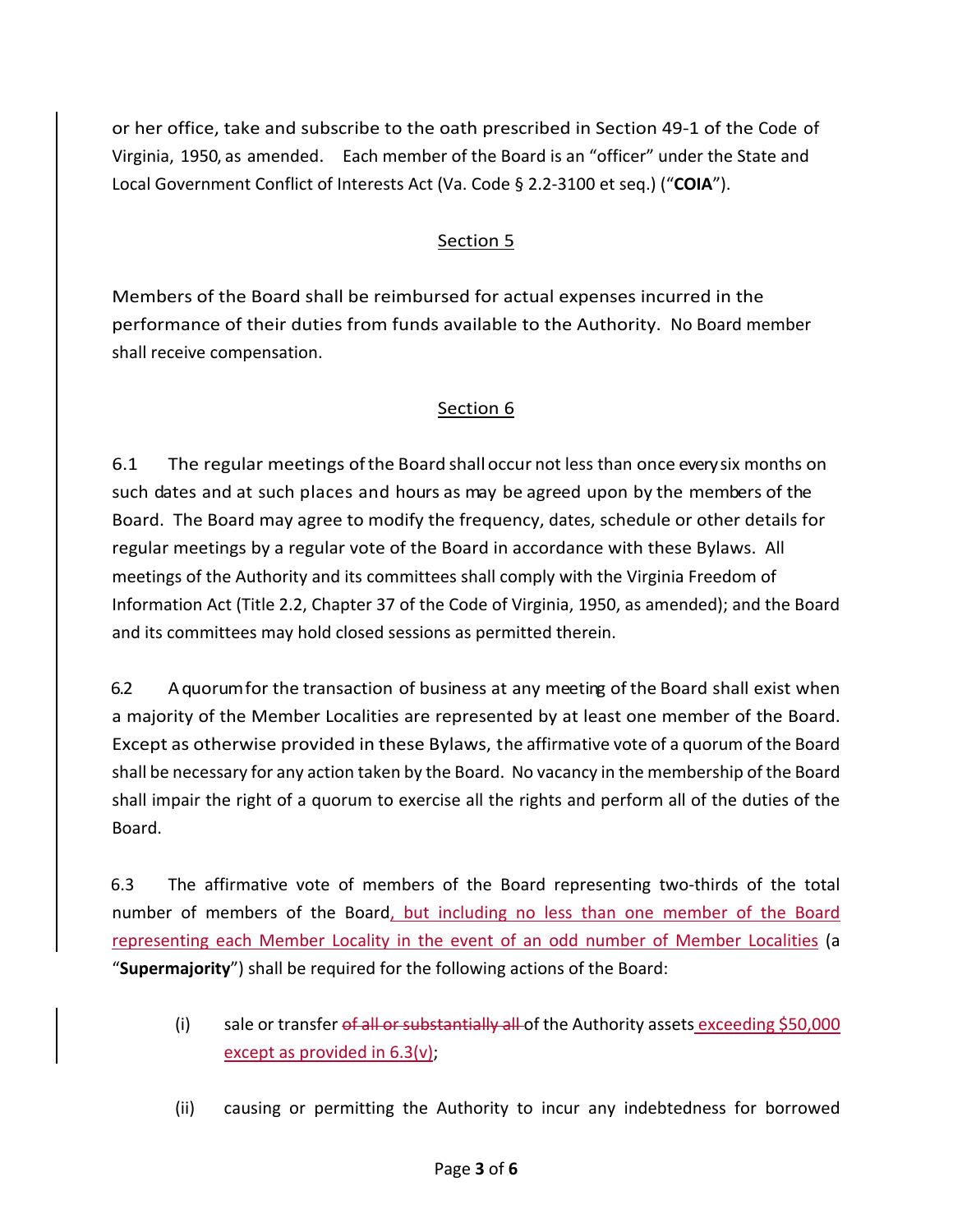or her office, take and subscribe to the oath prescribed in Section 49-1 of the Code of Virginia, 1950, as amended. Each member of the Board is an "officer" under the State and Local Government Conflict of Interests Act (Va. Code § 2.2-3100 et seq.) ("**COIA**").

## Section 5

Members of the Board shall be reimbursed for actual expenses incurred in the performance of their duties from funds available to the Authority. No Board member shall receive compensation.

## Section 6

6.1 The regular meetings of the Board shall occur not less than once every six months on such dates and at such places and hours as may be agreed upon by the members of the Board. The Board may agree to modify the frequency, dates, schedule or other details for regular meetings by a regular vote of the Board in accordance with these Bylaws. All meetings of the Authority and its committees shall comply with the Virginia Freedom of Information Act (Title 2.2, Chapter 37 of the Code of Virginia, 1950, as amended); and the Board and its committees may hold closed sessions as permitted therein.

6.2 A quorum for the transaction of business at any meeting of the Board shall exist when a majority of the Member Localities are represented by at least one member of the Board. Except as otherwise provided in these Bylaws, the affirmative vote of a quorum of the Board shall be necessary for any action taken by the Board. No vacancy in the membership of the Board shall impair the right of a quorum to exercise all the rights and perform all of the duties of the Board.

6.3 The affirmative vote of members of the Board representing two-thirds of the total number of members of the Board<u>, but including no less than one member of the Board representing each Member Locality in the event of an odd number of Member Localities</u> (a "**Supermajority**") shall be required for the following actions of the Board:

(i) sale or transfer ~~of all or substantially all~~ of the Authority assets<u> exceeding $50,000 except as provided in 6.3(v)</u>;

(ii) causing or permitting the Authority to incur any indebtedness for borrowed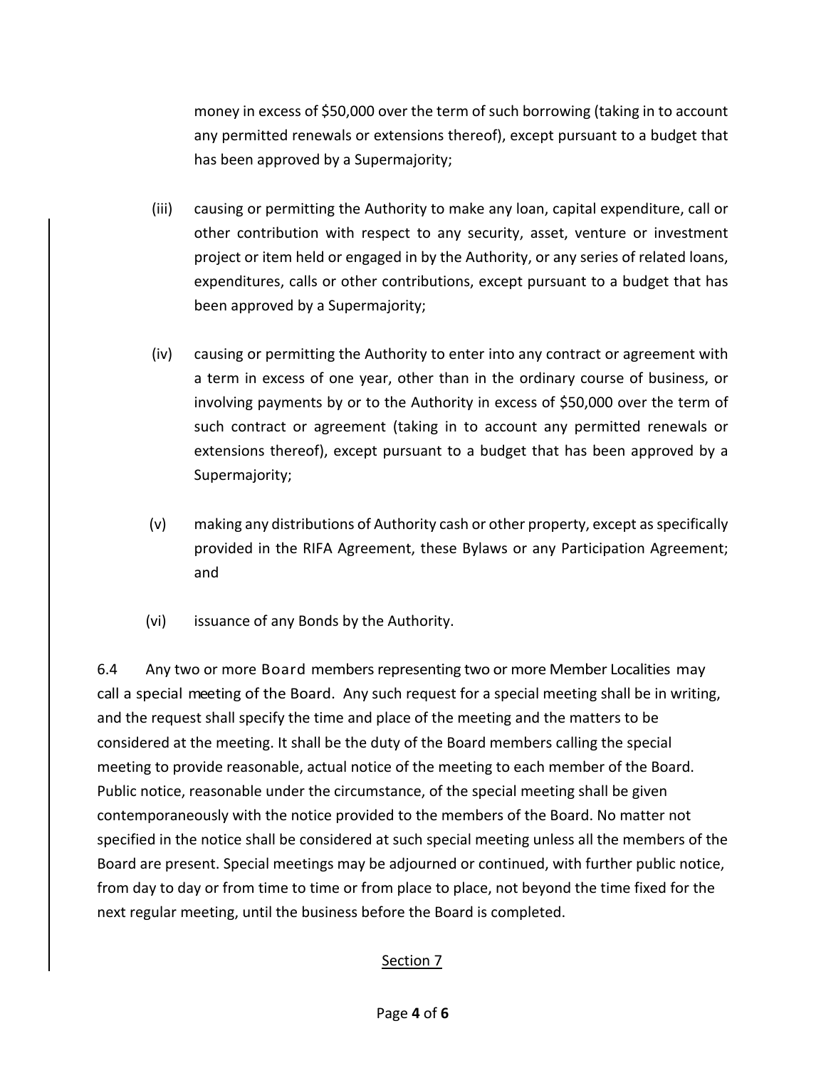money in excess of $50,000 over the term of such borrowing (taking in to account any permitted renewals or extensions thereof), except pursuant to a budget that has been approved by a Supermajority;

(iii) causing or permitting the Authority to make any loan, capital expenditure, call or other contribution with respect to any security, asset, venture or investment project or item held or engaged in by the Authority, or any series of related loans, expenditures, calls or other contributions, except pursuant to a budget that has been approved by a Supermajority;

(iv) causing or permitting the Authority to enter into any contract or agreement with a term in excess of one year, other than in the ordinary course of business, or involving payments by or to the Authority in excess of $50,000 over the term of such contract or agreement (taking in to account any permitted renewals or extensions thereof), except pursuant to a budget that has been approved by a Supermajority;

(v) making any distributions of Authority cash or other property, except as specifically provided in the RIFA Agreement, these Bylaws or any Participation Agreement; and

(vi) issuance of any Bonds by the Authority.

6.4 Any two or more Board members representing two or more Member Localities may call a special meeting of the Board. Any such request for a special meeting shall be in writing, and the request shall specify the time and place of the meeting and the matters to be considered at the meeting. It shall be the duty of the Board members calling the special meeting to provide reasonable, actual notice of the meeting to each member of the Board. Public notice, reasonable under the circumstance, of the special meeting shall be given contemporaneously with the notice provided to the members of the Board. No matter not specified in the notice shall be considered at such special meeting unless all the members of the Board are present. Special meetings may be adjourned or continued, with further public notice, from day to day or from time to time or from place to place, not beyond the time fixed for the next regular meeting, until the business before the Board is completed.

## Section 7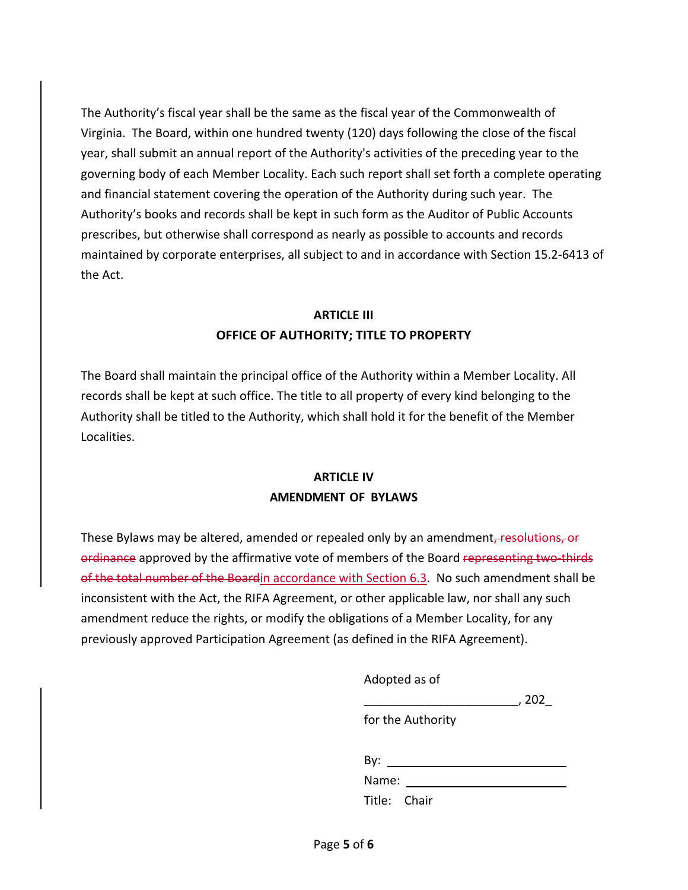The Authority's fiscal year shall be the same as the fiscal year of the Commonwealth of Virginia. The Board, within one hundred twenty (120) days following the close of the fiscal year, shall submit an annual report of the Authority's activities of the preceding year to the governing body of each Member Locality. Each such report shall set forth a complete operating and financial statement covering the operation of the Authority during such year. The Authority's books and records shall be kept in such form as the Auditor of Public Accounts prescribes, but otherwise shall correspond as nearly as possible to accounts and records maintained by corporate enterprises, all subject to and in accordance with Section 15.2-6413 of the Act.

## ARTICLE III
## OFFICE OF AUTHORITY; TITLE TO PROPERTY

The Board shall maintain the principal office of the Authority within a Member Locality. All records shall be kept at such office. The title to all property of every kind belonging to the Authority shall be titled to the Authority, which shall hold it for the benefit of the Member Localities.

## ARTICLE IV
## AMENDMENT OF BYLAWS

These Bylaws may be altered, amended or repealed only by an amendment~~, resolutions, or ordinance~~ approved by the affirmative vote of members of the Board ~~representing two-thirds of the total number of the Board~~<u>in accordance with Section 6.3</u>. No such amendment shall be inconsistent with the Act, the RIFA Agreement, or other applicable law, nor shall any such amendment reduce the rights, or modify the obligations of a Member Locality, for any previously approved Participation Agreement (as defined in the RIFA Agreement).

Adopted as of

______________________, 202_

for the Authority

By: ___________________________

Name: _________________________

Title: Chair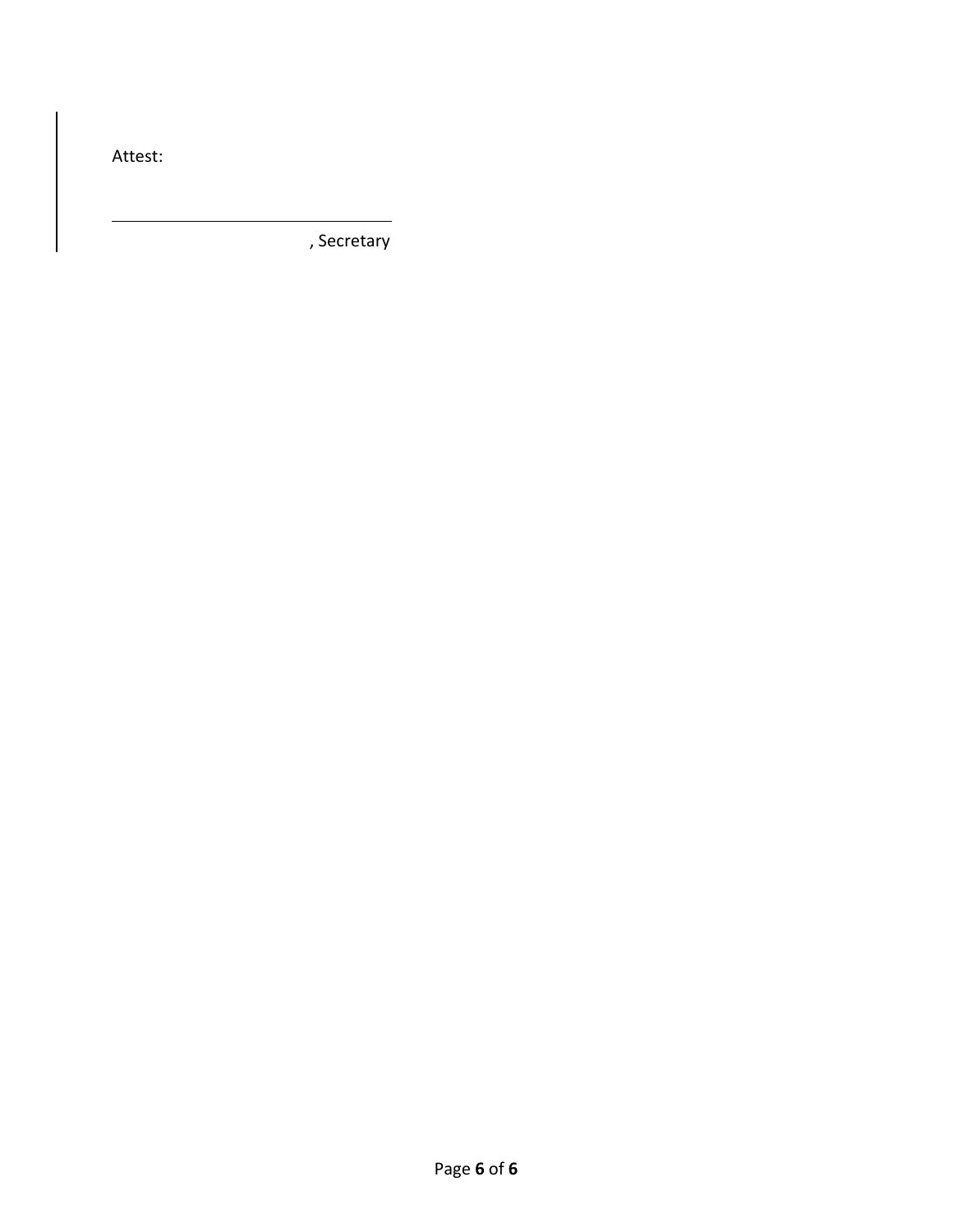Attest:

\_\_\_\_\_\_\_\_\_\_\_\_\_\_\_\_\_\_\_\_\_\_\_\_\_\_\_\_\_\_, Secretary